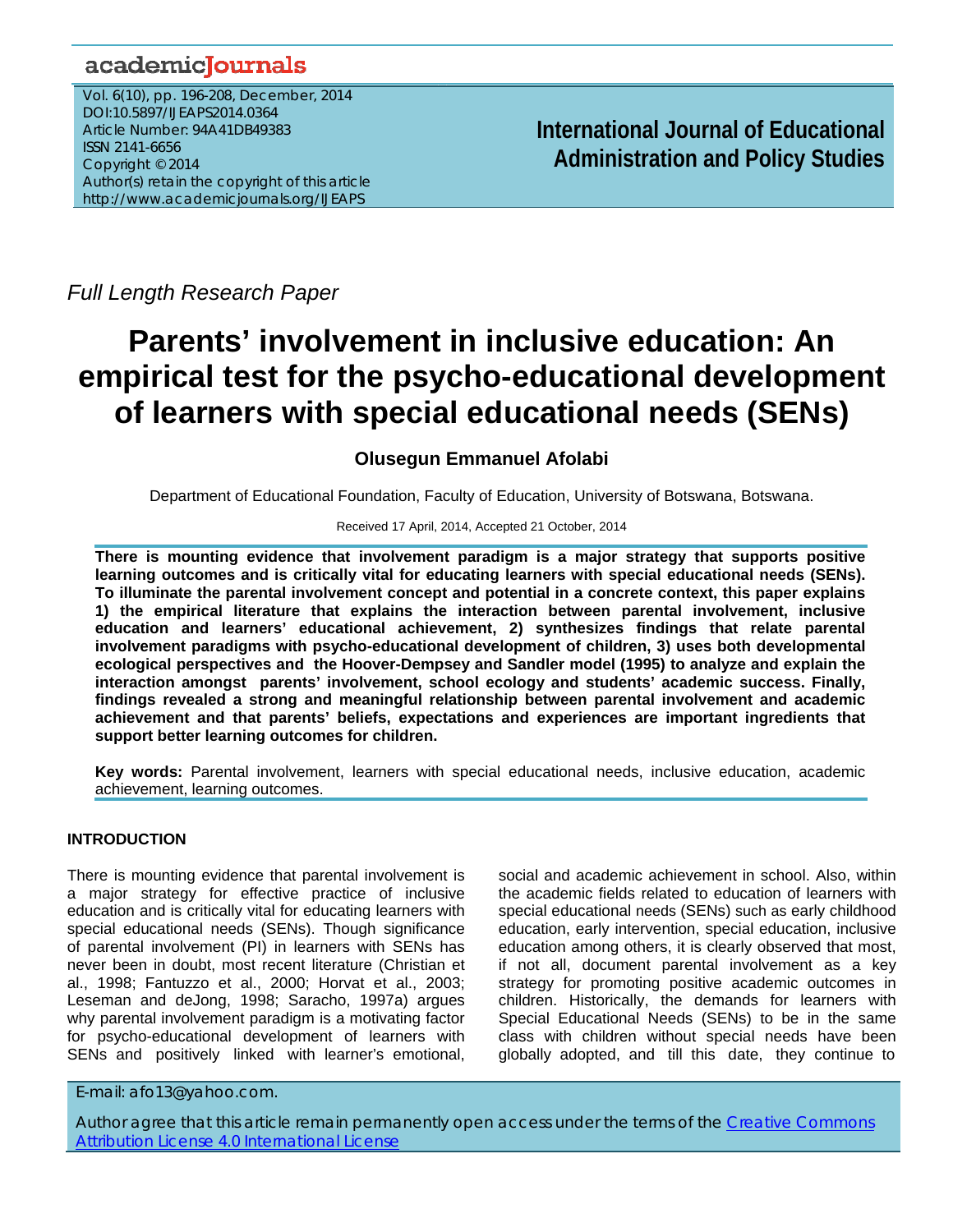academicJournals

Vol. 6(10), pp. 196-208, December, 2014
DOI:10.5897/IJEAPS2014.0364
Article Number: 94A41DB49383
ISSN 2141-6656
Copyright © 2014
Author(s) retain the copyright of this article
http://www.academicjournals.org/IJEAPS

**International Journal of Educational Administration and Policy Studies**

*Full Length Research Paper*

# Parents' involvement in inclusive education: An empirical test for the psycho-educational development of learners with special educational needs (SENs)

**Olusegun Emmanuel Afolabi**

Department of Educational Foundation, Faculty of Education, University of Botswana, Botswana.

Received 17 April, 2014, Accepted 21 October, 2014

**There is mounting evidence that involvement paradigm is a major strategy that supports positive learning outcomes and is critically vital for educating learners with special educational needs (SENs). To illuminate the parental involvement concept and potential in a concrete context, this paper explains 1) the empirical literature that explains the interaction between parental involvement, inclusive education and learners' educational achievement, 2) synthesizes findings that relate parental involvement paradigms with psycho-educational development of children, 3) uses both developmental ecological perspectives and the Hoover-Dempsey and Sandler model (1995) to analyze and explain the interaction amongst parents' involvement, school ecology and students' academic success. Finally, findings revealed a strong and meaningful relationship between parental involvement and academic achievement and that parents' beliefs, expectations and experiences are important ingredients that support better learning outcomes for children.**

**Key words:** Parental involvement, learners with special educational needs, inclusive education, academic achievement, learning outcomes.

## INTRODUCTION

There is mounting evidence that parental involvement is a major strategy for effective practice of inclusive education and is critically vital for educating learners with special educational needs (SENs). Though significance of parental involvement (PI) in learners with SENs has never been in doubt, most recent literature (Christian et al., 1998; Fantuzzo et al., 2000; Horvat et al., 2003; Leseman and deJong, 1998; Saracho, 1997a) argues why parental involvement paradigm is a motivating factor for psycho-educational development of learners with SENs and positively linked with learner's emotional, social and academic achievement in school. Also, within the academic fields related to education of learners with special educational needs (SENs) such as early childhood education, early intervention, special education, inclusive education among others, it is clearly observed that most, if not all, document parental involvement as a key strategy for promoting positive academic outcomes in children. Historically, the demands for learners with Special Educational Needs (SENs) to be in the same class with children without special needs have been globally adopted, and till this date, they continue to

E-mail: afo13@yahoo.com.

Author agree that this article remain permanently open access under the terms of the Creative Commons Attribution License 4.0 International License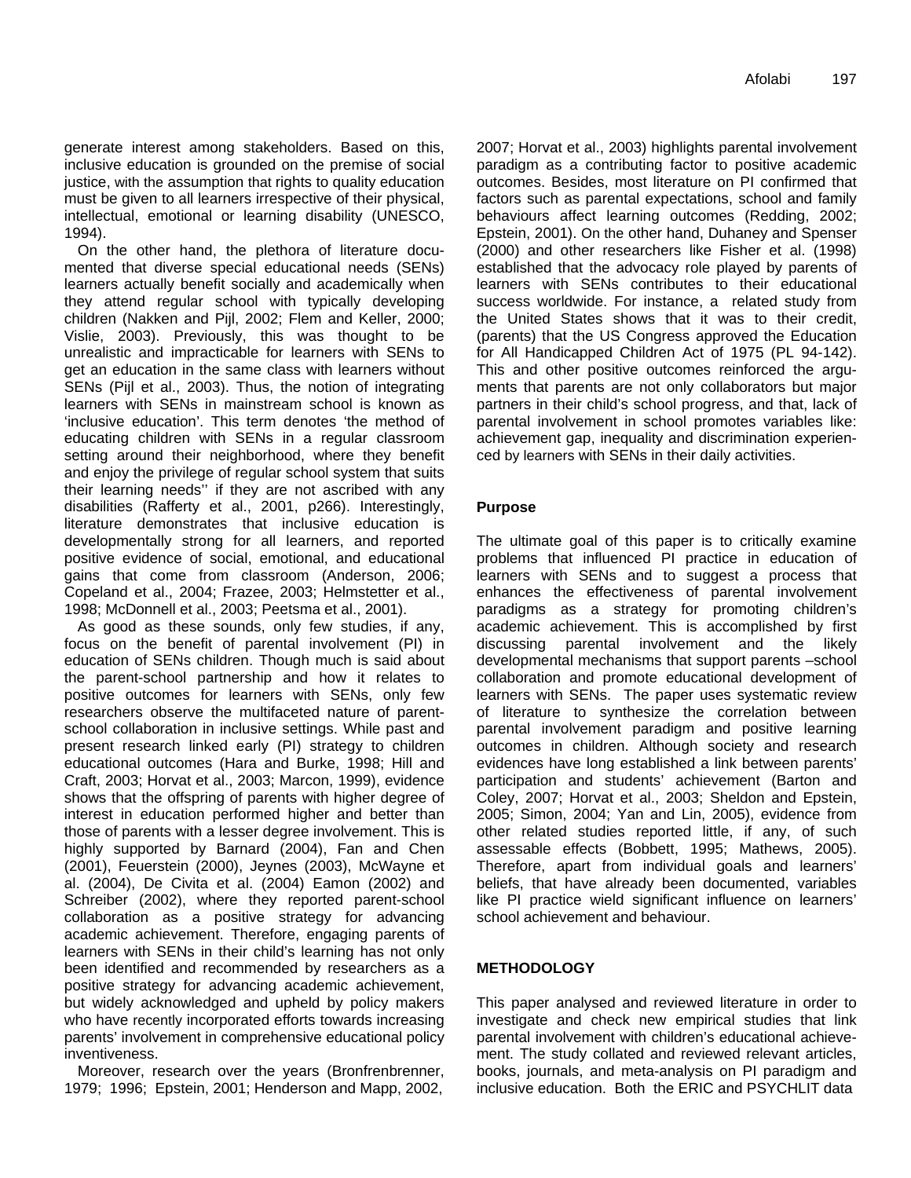generate interest among stakeholders. Based on this, inclusive education is grounded on the premise of social justice, with the assumption that rights to quality education must be given to all learners irrespective of their physical, intellectual, emotional or learning disability (UNESCO, 1994).

On the other hand, the plethora of literature documented that diverse special educational needs (SENs) learners actually benefit socially and academically when they attend regular school with typically developing children (Nakken and Pijl, 2002; Flem and Keller, 2000; Vislie, 2003). Previously, this was thought to be unrealistic and impracticable for learners with SENs to get an education in the same class with learners without SENs (Pijl et al., 2003). Thus, the notion of integrating learners with SENs in mainstream school is known as 'inclusive education'. This term denotes 'the method of educating children with SENs in a regular classroom setting around their neighborhood, where they benefit and enjoy the privilege of regular school system that suits their learning needs'' if they are not ascribed with any disabilities (Rafferty et al., 2001, p266). Interestingly, literature demonstrates that inclusive education is developmentally strong for all learners, and reported positive evidence of social, emotional, and educational gains that come from classroom (Anderson, 2006; Copeland et al., 2004; Frazee, 2003; Helmstetter et al., 1998; McDonnell et al., 2003; Peetsma et al., 2001).

As good as these sounds, only few studies, if any, focus on the benefit of parental involvement (PI) in education of SENs children. Though much is said about the parent-school partnership and how it relates to positive outcomes for learners with SENs, only few researchers observe the multifaceted nature of parent-school collaboration in inclusive settings. While past and present research linked early (PI) strategy to children educational outcomes (Hara and Burke, 1998; Hill and Craft, 2003; Horvat et al., 2003; Marcon, 1999), evidence shows that the offspring of parents with higher degree of interest in education performed higher and better than those of parents with a lesser degree involvement. This is highly supported by Barnard (2004), Fan and Chen (2001), Feuerstein (2000), Jeynes (2003), McWayne et al. (2004), De Civita et al. (2004) Eamon (2002) and Schreiber (2002), where they reported parent-school collaboration as a positive strategy for advancing academic achievement. Therefore, engaging parents of learners with SENs in their child's learning has not only been identified and recommended by researchers as a positive strategy for advancing academic achievement, but widely acknowledged and upheld by policy makers who have recently incorporated efforts towards increasing parents' involvement in comprehensive educational policy inventiveness.

Moreover, research over the years (Bronfrenbrenner, 1979; 1996; Epstein, 2001; Henderson and Mapp, 2002, 2007; Horvat et al., 2003) highlights parental involvement paradigm as a contributing factor to positive academic outcomes. Besides, most literature on PI confirmed that factors such as parental expectations, school and family behaviours affect learning outcomes (Redding, 2002; Epstein, 2001). On the other hand, Duhaney and Spenser (2000) and other researchers like Fisher et al. (1998) established that the advocacy role played by parents of learners with SENs contributes to their educational success worldwide. For instance, a related study from the United States shows that it was to their credit, (parents) that the US Congress approved the Education for All Handicapped Children Act of 1975 (PL 94-142). This and other positive outcomes reinforced the arguments that parents are not only collaborators but major partners in their child's school progress, and that, lack of parental involvement in school promotes variables like: achievement gap, inequality and discrimination experienced by learners with SENs in their daily activities.

## Purpose

The ultimate goal of this paper is to critically examine problems that influenced PI practice in education of learners with SENs and to suggest a process that enhances the effectiveness of parental involvement paradigms as a strategy for promoting children's academic achievement. This is accomplished by first discussing parental involvement and the likely developmental mechanisms that support parents –school collaboration and promote educational development of learners with SENs. The paper uses systematic review of literature to synthesize the correlation between parental involvement paradigm and positive learning outcomes in children. Although society and research evidences have long established a link between parents' participation and students' achievement (Barton and Coley, 2007; Horvat et al., 2003; Sheldon and Epstein, 2005; Simon, 2004; Yan and Lin, 2005), evidence from other related studies reported little, if any, of such assessable effects (Bobbett, 1995; Mathews, 2005). Therefore, apart from individual goals and learners' beliefs, that have already been documented, variables like PI practice wield significant influence on learners' school achievement and behaviour.

## METHODOLOGY

This paper analysed and reviewed literature in order to investigate and check new empirical studies that link parental involvement with children's educational achievement. The study collated and reviewed relevant articles, books, journals, and meta-analysis on PI paradigm and inclusive education. Both the ERIC and PSYCHLIT data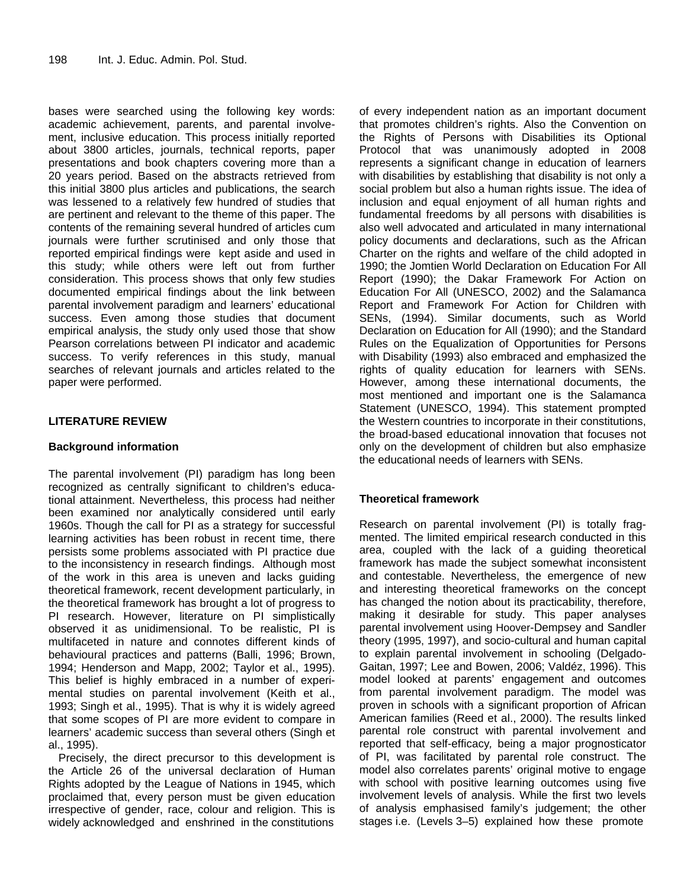bases were searched using the following key words: academic achievement, parents, and parental involvement, inclusive education. This process initially reported about 3800 articles, journals, technical reports, paper presentations and book chapters covering more than a 20 years period. Based on the abstracts retrieved from this initial 3800 plus articles and publications, the search was lessened to a relatively few hundred of studies that are pertinent and relevant to the theme of this paper. The contents of the remaining several hundred of articles cum journals were further scrutinised and only those that reported empirical findings were kept aside and used in this study; while others were left out from further consideration. This process shows that only few studies documented empirical findings about the link between parental involvement paradigm and learners' educational success. Even among those studies that document empirical analysis, the study only used those that show Pearson correlations between PI indicator and academic success. To verify references in this study, manual searches of relevant journals and articles related to the paper were performed.

## LITERATURE REVIEW

### Background information

The parental involvement (PI) paradigm has long been recognized as centrally significant to children's educational attainment. Nevertheless, this process had neither been examined nor analytically considered until early 1960s. Though the call for PI as a strategy for successful learning activities has been robust in recent time, there persists some problems associated with PI practice due to the inconsistency in research findings. Although most of the work in this area is uneven and lacks guiding theoretical framework, recent development particularly, in the theoretical framework has brought a lot of progress to PI research. However, literature on PI simplistically observed it as unidimensional. To be realistic, PI is multifaceted in nature and connotes different kinds of behavioural practices and patterns (Balli, 1996; Brown, 1994; Henderson and Mapp, 2002; Taylor et al., 1995). This belief is highly embraced in a number of experimental studies on parental involvement (Keith et al., 1993; Singh et al., 1995). That is why it is widely agreed that some scopes of PI are more evident to compare in learners' academic success than several others (Singh et al., 1995).

Precisely, the direct precursor to this development is the Article 26 of the universal declaration of Human Rights adopted by the League of Nations in 1945, which proclaimed that, every person must be given education irrespective of gender, race, colour and religion. This is widely acknowledged and enshrined in the constitutions of every independent nation as an important document that promotes children's rights. Also the Convention on the Rights of Persons with Disabilities its Optional Protocol that was unanimously adopted in 2008 represents a significant change in education of learners with disabilities by establishing that disability is not only a social problem but also a human rights issue. The idea of inclusion and equal enjoyment of all human rights and fundamental freedoms by all persons with disabilities is also well advocated and articulated in many international policy documents and declarations, such as the African Charter on the rights and welfare of the child adopted in 1990; the Jomtien World Declaration on Education For All Report (1990); the Dakar Framework For Action on Education For All (UNESCO, 2002) and the Salamanca Report and Framework For Action for Children with SENs, (1994). Similar documents, such as World Declaration on Education for All (1990); and the Standard Rules on the Equalization of Opportunities for Persons with Disability (1993) also embraced and emphasized the rights of quality education for learners with SENs. However, among these international documents, the most mentioned and important one is the Salamanca Statement (UNESCO, 1994). This statement prompted the Western countries to incorporate in their constitutions, the broad-based educational innovation that focuses not only on the development of children but also emphasize the educational needs of learners with SENs.

### Theoretical framework

Research on parental involvement (PI) is totally fragmented. The limited empirical research conducted in this area, coupled with the lack of a guiding theoretical framework has made the subject somewhat inconsistent and contestable. Nevertheless, the emergence of new and interesting theoretical frameworks on the concept has changed the notion about its practicability, therefore, making it desirable for study. This paper analyses parental involvement using Hoover-Dempsey and Sandler theory (1995, 1997), and socio-cultural and human capital to explain parental involvement in schooling (Delgado-Gaitan, 1997; Lee and Bowen, 2006; Valdéz, 1996). This model looked at parents' engagement and outcomes from parental involvement paradigm. The model was proven in schools with a significant proportion of African American families (Reed et al., 2000). The results linked parental role construct with parental involvement and reported that self-efficacy, being a major prognosticator of PI, was facilitated by parental role construct. The model also correlates parents' original motive to engage with school with positive learning outcomes using five involvement levels of analysis. While the first two levels of analysis emphasised family's judgement; the other stages i.e. (Levels 3–5) explained how these promote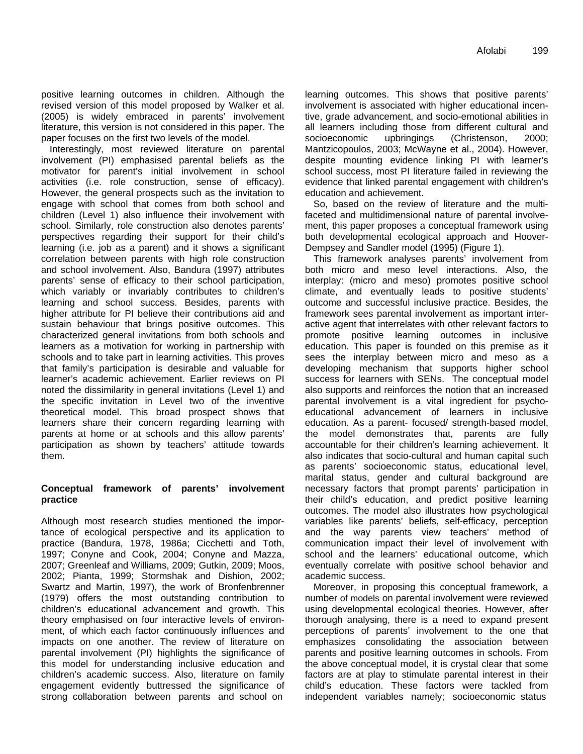positive learning outcomes in children. Although the revised version of this model proposed by Walker et al. (2005) is widely embraced in parents' involvement literature, this version is not considered in this paper. The paper focuses on the first two levels of the model.

Interestingly, most reviewed literature on parental involvement (PI) emphasised parental beliefs as the motivator for parent's initial involvement in school activities (i.e. role construction, sense of efficacy). However, the general prospects such as the invitation to engage with school that comes from both school and children (Level 1) also influence their involvement with school. Similarly, role construction also denotes parents' perspectives regarding their support for their child's learning (i.e. job as a parent) and it shows a significant correlation between parents with high role construction and school involvement. Also, Bandura (1997) attributes parents' sense of efficacy to their school participation, which variably or invariably contributes to children's learning and school success. Besides, parents with higher attribute for PI believe their contributions aid and sustain behaviour that brings positive outcomes. This characterized general invitations from both schools and learners as a motivation for working in partnership with schools and to take part in learning activities. This proves that family's participation is desirable and valuable for learner's academic achievement. Earlier reviews on PI noted the dissimilarity in general invitations (Level 1) and the specific invitation in Level two of the inventive theoretical model. This broad prospect shows that learners share their concern regarding learning with parents at home or at schools and this allow parents' participation as shown by teachers' attitude towards them.

## Conceptual framework of parents' involvement practice

Although most research studies mentioned the importance of ecological perspective and its application to practice (Bandura, 1978, 1986a; Cicchetti and Toth, 1997; Conyne and Cook, 2004; Conyne and Mazza, 2007; Greenleaf and Williams, 2009; Gutkin, 2009; Moos, 2002; Pianta, 1999; Stormshak and Dishion, 2002; Swartz and Martin, 1997), the work of Bronfenbrenner (1979) offers the most outstanding contribution to children's educational advancement and growth. This theory emphasised on four interactive levels of environment, of which each factor continuously influences and impacts on one another. The review of literature on parental involvement (PI) highlights the significance of this model for understanding inclusive education and children's academic success. Also, literature on family engagement evidently buttressed the significance of strong collaboration between parents and school on learning outcomes. This shows that positive parents' involvement is associated with higher educational incentive, grade advancement, and socio-emotional abilities in all learners including those from different cultural and socioeconomic upbringings (Christenson, 2000; Mantzicopoulos, 2003; McWayne et al., 2004). However, despite mounting evidence linking PI with learner's school success, most PI literature failed in reviewing the evidence that linked parental engagement with children's education and achievement.

So, based on the review of literature and the multifaceted and multidimensional nature of parental involvement, this paper proposes a conceptual framework using both developmental ecological approach and Hoover-Dempsey and Sandler model (1995) (Figure 1).

This framework analyses parents' involvement from both micro and meso level interactions. Also, the interplay: (micro and meso) promotes positive school climate, and eventually leads to positive students' outcome and successful inclusive practice. Besides, the framework sees parental involvement as important interactive agent that interrelates with other relevant factors to promote positive learning outcomes in inclusive education. This paper is founded on this premise as it sees the interplay between micro and meso as a developing mechanism that supports higher school success for learners with SENs. The conceptual model also supports and reinforces the notion that an increased parental involvement is a vital ingredient for psycho-educational advancement of learners in inclusive education. As a parent- focused/ strength-based model, the model demonstrates that, parents are fully accountable for their children's learning achievement. It also indicates that socio-cultural and human capital such as parents' socioeconomic status, educational level, marital status, gender and cultural background are necessary factors that prompt parents' participation in their child's education, and predict positive learning outcomes. The model also illustrates how psychological variables like parents' beliefs, self-efficacy, perception and the way parents view teachers' method of communication impact their level of involvement with school and the learners' educational outcome, which eventually correlate with positive school behavior and academic success.

Moreover, in proposing this conceptual framework, a number of models on parental involvement were reviewed using developmental ecological theories. However, after thorough analysing, there is a need to expand present perceptions of parents' involvement to the one that emphasizes consolidating the association between parents and positive learning outcomes in schools. From the above conceptual model, it is crystal clear that some factors are at play to stimulate parental interest in their child's education. These factors were tackled from independent variables namely; socioeconomic status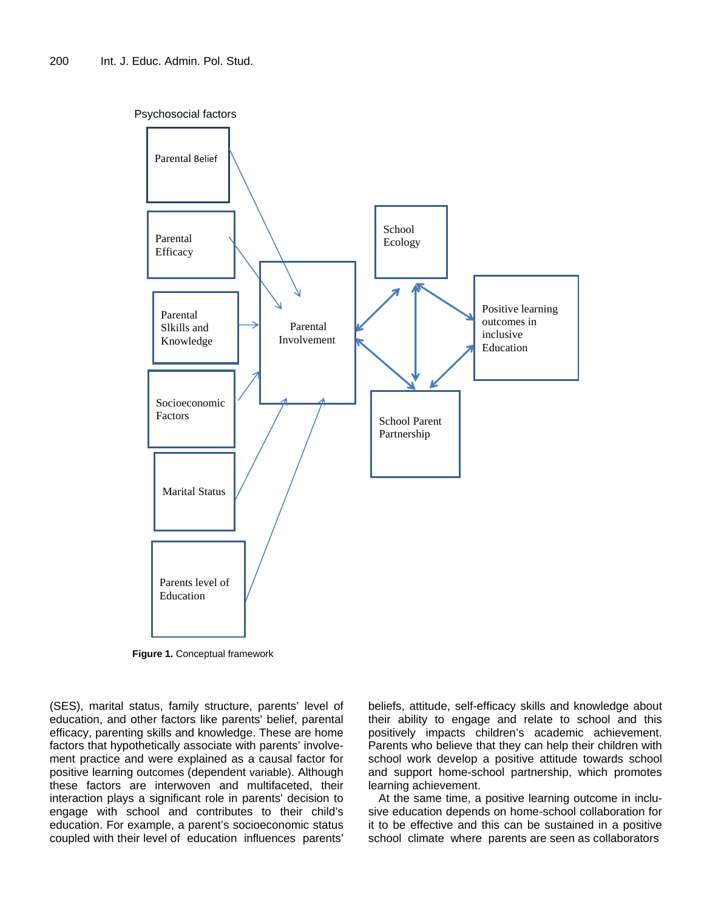Psychosocial factors

Parental Belief

Parental Efficacy

Parental Slkills and Knowledge

Socioeconomic Factors

Marital Status

Parents level of Education

Parental Involvement

School Ecology

Positive learning outcomes in inclusive Education

School Parent Partnership

**Figure 1.** Conceptual framework

(SES), marital status, family structure, parents' level of education, and other factors like parents' belief, parental efficacy, parenting skills and knowledge. These are home factors that hypothetically associate with parents' involvement practice and were explained as a causal factor for positive learning outcomes (dependent variable). Although these factors are interwoven and multifaceted, their interaction plays a significant role in parents' decision to engage with school and contributes to their child's education. For example, a parent's socioeconomic status coupled with their level of education influences parents' beliefs, attitude, self-efficacy skills and knowledge about their ability to engage and relate to school and this positively impacts children's academic achievement. Parents who believe that they can help their children with school work develop a positive attitude towards school and support home-school partnership, which promotes learning achievement.

At the same time, a positive learning outcome in inclusive education depends on home-school collaboration for it to be effective and this can be sustained in a positive school climate where parents are seen as collaborators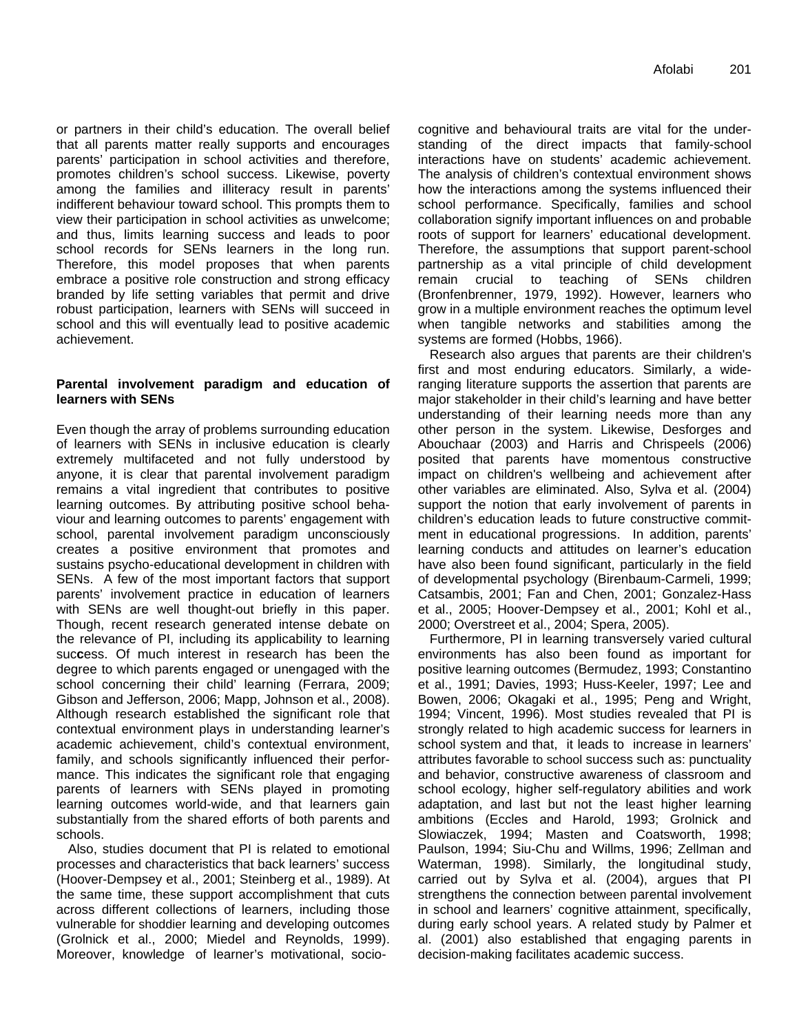or partners in their child's education. The overall belief that all parents matter really supports and encourages parents' participation in school activities and therefore, promotes children's school success. Likewise, poverty among the families and illiteracy result in parents' indifferent behaviour toward school. This prompts them to view their participation in school activities as unwelcome; and thus, limits learning success and leads to poor school records for SENs learners in the long run. Therefore, this model proposes that when parents embrace a positive role construction and strong efficacy branded by life setting variables that permit and drive robust participation, learners with SENs will succeed in school and this will eventually lead to positive academic achievement.

## Parental involvement paradigm and education of learners with SENs

Even though the array of problems surrounding education of learners with SENs in inclusive education is clearly extremely multifaceted and not fully understood by anyone, it is clear that parental involvement paradigm remains a vital ingredient that contributes to positive learning outcomes. By attributing positive school behaviour and learning outcomes to parents' engagement with school, parental involvement paradigm unconsciously creates a positive environment that promotes and sustains psycho-educational development in children with SENs. A few of the most important factors that support parents' involvement practice in education of learners with SENs are well thought-out briefly in this paper. Though, recent research generated intense debate on the relevance of PI, including its applicability to learning success. Of much interest in research has been the degree to which parents engaged or unengaged with the school concerning their child' learning (Ferrara, 2009; Gibson and Jefferson, 2006; Mapp, Johnson et al., 2008). Although research established the significant role that contextual environment plays in understanding learner's academic achievement, child's contextual environment, family, and schools significantly influenced their performance. This indicates the significant role that engaging parents of learners with SENs played in promoting learning outcomes world-wide, and that learners gain substantially from the shared efforts of both parents and schools.

Also, studies document that PI is related to emotional processes and characteristics that back learners' success (Hoover-Dempsey et al., 2001; Steinberg et al., 1989). At the same time, these support accomplishment that cuts across different collections of learners, including those vulnerable for shoddier learning and developing outcomes (Grolnick et al., 2000; Miedel and Reynolds, 1999). Moreover, knowledge of learner's motivational, socio-cognitive and behavioural traits are vital for the understanding of the direct impacts that family-school interactions have on students' academic achievement. The analysis of children's contextual environment shows how the interactions among the systems influenced their school performance. Specifically, families and school collaboration signify important influences on and probable roots of support for learners' educational development. Therefore, the assumptions that support parent-school partnership as a vital principle of child development remain crucial to teaching of SENs children (Bronfenbrenner, 1979, 1992). However, learners who grow in a multiple environment reaches the optimum level when tangible networks and stabilities among the systems are formed (Hobbs, 1966).

Research also argues that parents are their children's first and most enduring educators. Similarly, a wide-ranging literature supports the assertion that parents are major stakeholder in their child's learning and have better understanding of their learning needs more than any other person in the system. Likewise, Desforges and Abouchaar (2003) and Harris and Chrispeels (2006) posited that parents have momentous constructive impact on children's wellbeing and achievement after other variables are eliminated. Also, Sylva et al. (2004) support the notion that early involvement of parents in children's education leads to future constructive commitment in educational progressions. In addition, parents' learning conducts and attitudes on learner's education have also been found significant, particularly in the field of developmental psychology (Birenbaum-Carmeli, 1999; Catsambis, 2001; Fan and Chen, 2001; Gonzalez-Hass et al., 2005; Hoover-Dempsey et al., 2001; Kohl et al., 2000; Overstreet et al., 2004; Spera, 2005).

Furthermore, PI in learning transversely varied cultural environments has also been found as important for positive learning outcomes (Bermudez, 1993; Constantino et al., 1991; Davies, 1993; Huss-Keeler, 1997; Lee and Bowen, 2006; Okagaki et al., 1995; Peng and Wright, 1994; Vincent, 1996). Most studies revealed that PI is strongly related to high academic success for learners in school system and that, it leads to increase in learners' attributes favorable to school success such as: punctuality and behavior, constructive awareness of classroom and school ecology, higher self-regulatory abilities and work adaptation, and last but not the least higher learning ambitions (Eccles and Harold, 1993; Grolnick and Slowiaczek, 1994; Masten and Coatsworth, 1998; Paulson, 1994; Siu-Chu and Willms, 1996; Zellman and Waterman, 1998). Similarly, the longitudinal study, carried out by Sylva et al. (2004), argues that PI strengthens the connection between parental involvement in school and learners' cognitive attainment, specifically, during early school years. A related study by Palmer et al. (2001) also established that engaging parents in decision-making facilitates academic success.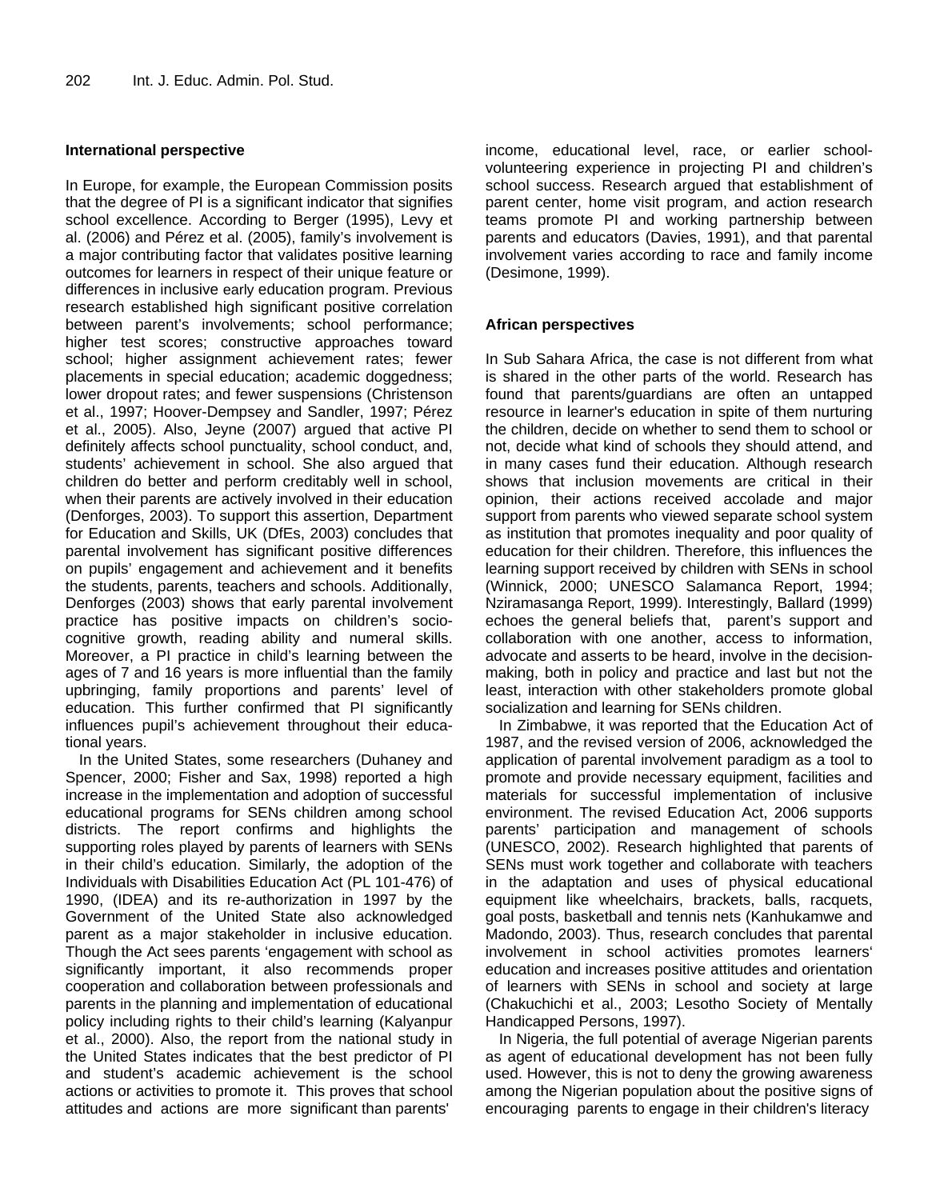### International perspective

In Europe, for example, the European Commission posits that the degree of PI is a significant indicator that signifies school excellence. According to Berger (1995), Levy et al. (2006) and Pérez et al. (2005), family's involvement is a major contributing factor that validates positive learning outcomes for learners in respect of their unique feature or differences in inclusive early education program. Previous research established high significant positive correlation between parent's involvements; school performance; higher test scores; constructive approaches toward school; higher assignment achievement rates; fewer placements in special education; academic doggedness; lower dropout rates; and fewer suspensions (Christenson et al., 1997; Hoover-Dempsey and Sandler, 1997; Pérez et al., 2005). Also, Jeyne (2007) argued that active PI definitely affects school punctuality, school conduct, and, students' achievement in school. She also argued that children do better and perform creditably well in school, when their parents are actively involved in their education (Denforges, 2003). To support this assertion, Department for Education and Skills, UK (DfEs, 2003) concludes that parental involvement has significant positive differences on pupils' engagement and achievement and it benefits the students, parents, teachers and schools. Additionally, Denforges (2003) shows that early parental involvement practice has positive impacts on children's socio-cognitive growth, reading ability and numeral skills. Moreover, a PI practice in child's learning between the ages of 7 and 16 years is more influential than the family upbringing, family proportions and parents' level of education. This further confirmed that PI significantly influences pupil's achievement throughout their educational years.

In the United States, some researchers (Duhaney and Spencer, 2000; Fisher and Sax, 1998) reported a high increase in the implementation and adoption of successful educational programs for SENs children among school districts. The report confirms and highlights the supporting roles played by parents of learners with SENs in their child's education. Similarly, the adoption of the Individuals with Disabilities Education Act (PL 101-476) of 1990, (IDEA) and its re-authorization in 1997 by the Government of the United State also acknowledged parent as a major stakeholder in inclusive education. Though the Act sees parents 'engagement with school as significantly important, it also recommends proper cooperation and collaboration between professionals and parents in the planning and implementation of educational policy including rights to their child's learning (Kalyanpur et al., 2000). Also, the report from the national study in the United States indicates that the best predictor of PI and student's academic achievement is the school actions or activities to promote it. This proves that school attitudes and actions are more significant than parents' income, educational level, race, or earlier school-volunteering experience in projecting PI and children's school success. Research argued that establishment of parent center, home visit program, and action research teams promote PI and working partnership between parents and educators (Davies, 1991), and that parental involvement varies according to race and family income (Desimone, 1999).

### African perspectives

In Sub Sahara Africa, the case is not different from what is shared in the other parts of the world. Research has found that parents/guardians are often an untapped resource in learner's education in spite of them nurturing the children, decide on whether to send them to school or not, decide what kind of schools they should attend, and in many cases fund their education. Although research shows that inclusion movements are critical in their opinion, their actions received accolade and major support from parents who viewed separate school system as institution that promotes inequality and poor quality of education for their children. Therefore, this influences the learning support received by children with SENs in school (Winnick, 2000; UNESCO Salamanca Report, 1994; Nziramasanga Report, 1999). Interestingly, Ballard (1999) echoes the general beliefs that, parent's support and collaboration with one another, access to information, advocate and asserts to be heard, involve in the decision-making, both in policy and practice and last but not the least, interaction with other stakeholders promote global socialization and learning for SENs children.

In Zimbabwe, it was reported that the Education Act of 1987, and the revised version of 2006, acknowledged the application of parental involvement paradigm as a tool to promote and provide necessary equipment, facilities and materials for successful implementation of inclusive environment. The revised Education Act, 2006 supports parents' participation and management of schools (UNESCO, 2002). Research highlighted that parents of SENs must work together and collaborate with teachers in the adaptation and uses of physical educational equipment like wheelchairs, brackets, balls, racquets, goal posts, basketball and tennis nets (Kanhukamwe and Madondo, 2003). Thus, research concludes that parental involvement in school activities promotes learners' education and increases positive attitudes and orientation of learners with SENs in school and society at large (Chakuchichi et al., 2003; Lesotho Society of Mentally Handicapped Persons, 1997).

In Nigeria, the full potential of average Nigerian parents as agent of educational development has not been fully used. However, this is not to deny the growing awareness among the Nigerian population about the positive signs of encouraging parents to engage in their children's literacy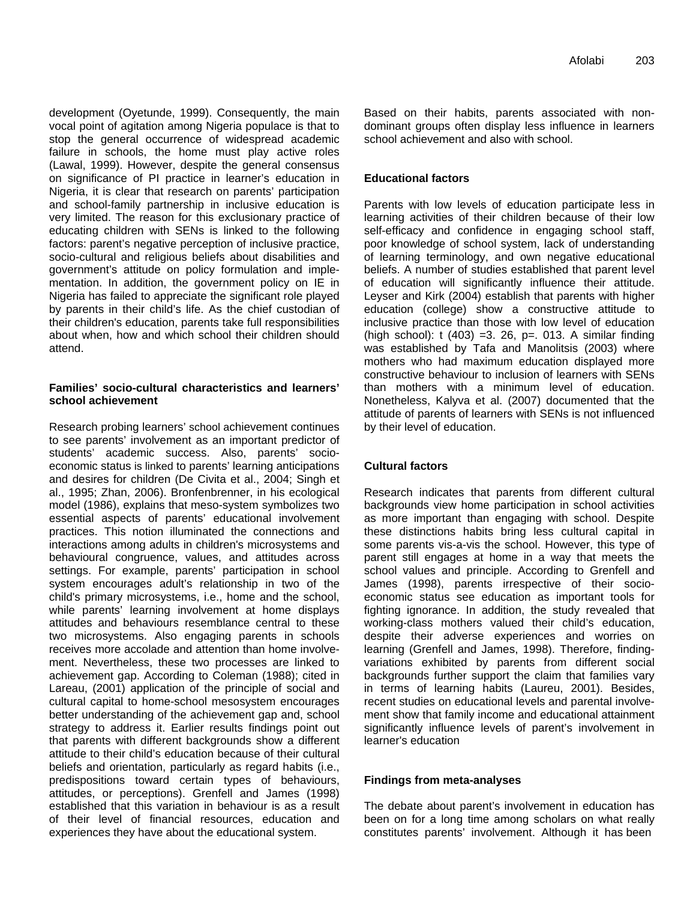development (Oyetunde, 1999). Consequently, the main vocal point of agitation among Nigeria populace is that to stop the general occurrence of widespread academic failure in schools, the home must play active roles (Lawal, 1999). However, despite the general consensus on significance of PI practice in learner's education in Nigeria, it is clear that research on parents' participation and school-family partnership in inclusive education is very limited. The reason for this exclusionary practice of educating children with SENs is linked to the following factors: parent's negative perception of inclusive practice, socio-cultural and religious beliefs about disabilities and government's attitude on policy formulation and implementation. In addition, the government policy on IE in Nigeria has failed to appreciate the significant role played by parents in their child's life. As the chief custodian of their children's education, parents take full responsibilities about when, how and which school their children should attend.

#### Families' socio-cultural characteristics and learners' school achievement

Research probing learners' school achievement continues to see parents' involvement as an important predictor of students' academic success. Also, parents' socio-economic status is linked to parents' learning anticipations and desires for children (De Civita et al., 2004; Singh et al., 1995; Zhan, 2006). Bronfenbrenner, in his ecological model (1986), explains that meso-system symbolizes two essential aspects of parents' educational involvement practices. This notion illuminated the connections and interactions among adults in children's microsystems and behavioural congruence, values, and attitudes across settings. For example, parents' participation in school system encourages adult's relationship in two of the child's primary microsystems, i.e., home and the school, while parents' learning involvement at home displays attitudes and behaviours resemblance central to these two microsystems. Also engaging parents in schools receives more accolade and attention than home involvement. Nevertheless, these two processes are linked to achievement gap. According to Coleman (1988); cited in Lareau, (2001) application of the principle of social and cultural capital to home-school mesosystem encourages better understanding of the achievement gap and, school strategy to address it. Earlier results findings point out that parents with different backgrounds show a different attitude to their child's education because of their cultural beliefs and orientation, particularly as regard habits (i.e., predispositions toward certain types of behaviours, attitudes, or perceptions). Grenfell and James (1998) established that this variation in behaviour is as a result of their level of financial resources, education and experiences they have about the educational system. Based on their habits, parents associated with non-dominant groups often display less influence in learners school achievement and also with school.

#### Educational factors

Parents with low levels of education participate less in learning activities of their children because of their low self-efficacy and confidence in engaging school staff, poor knowledge of school system, lack of understanding of learning terminology, and own negative educational beliefs. A number of studies established that parent level of education will significantly influence their attitude. Leyser and Kirk (2004) establish that parents with higher education (college) show a constructive attitude to inclusive practice than those with low level of education (high school): $t$ (403) =3. 26, $p$=. 013. A similar finding was established by Tafa and Manolitsis (2003) where mothers who had maximum education displayed more constructive behaviour to inclusion of learners with SENs than mothers with a minimum level of education. Nonetheless, Kalyva et al. (2007) documented that the attitude of parents of learners with SENs is not influenced by their level of education.

#### Cultural factors

Research indicates that parents from different cultural backgrounds view home participation in school activities as more important than engaging with school. Despite these distinctions habits bring less cultural capital in some parents vis-a-vis the school. However, this type of parent still engages at home in a way that meets the school values and principle. According to Grenfell and James (1998), parents irrespective of their socio-economic status see education as important tools for fighting ignorance. In addition, the study revealed that working-class mothers valued their child's education, despite their adverse experiences and worries on learning (Grenfell and James, 1998). Therefore, finding-variations exhibited by parents from different social backgrounds further support the claim that families vary in terms of learning habits (Laureu, 2001). Besides, recent studies on educational levels and parental involvement show that family income and educational attainment significantly influence levels of parent's involvement in learner's education

#### Findings from meta-analyses

The debate about parent's involvement in education has been on for a long time among scholars on what really constitutes parents' involvement. Although it has been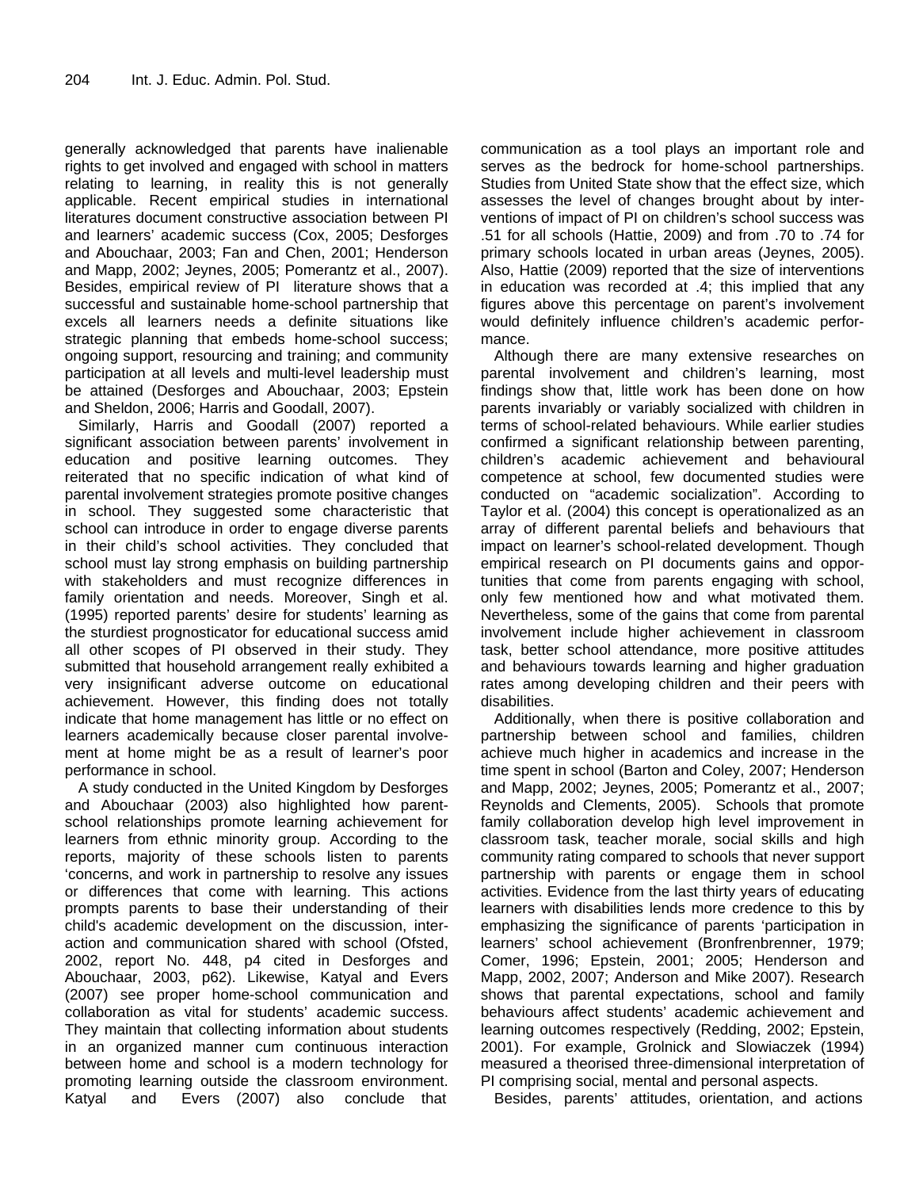generally acknowledged that parents have inalienable rights to get involved and engaged with school in matters relating to learning, in reality this is not generally applicable. Recent empirical studies in international literatures document constructive association between PI and learners' academic success (Cox, 2005; Desforges and Abouchaar, 2003; Fan and Chen, 2001; Henderson and Mapp, 2002; Jeynes, 2005; Pomerantz et al., 2007). Besides, empirical review of PI literature shows that a successful and sustainable home-school partnership that excels all learners needs a definite situations like strategic planning that embeds home-school success; ongoing support, resourcing and training; and community participation at all levels and multi-level leadership must be attained (Desforges and Abouchaar, 2003; Epstein and Sheldon, 2006; Harris and Goodall, 2007).

Similarly, Harris and Goodall (2007) reported a significant association between parents' involvement in education and positive learning outcomes. They reiterated that no specific indication of what kind of parental involvement strategies promote positive changes in school. They suggested some characteristic that school can introduce in order to engage diverse parents in their child's school activities. They concluded that school must lay strong emphasis on building partnership with stakeholders and must recognize differences in family orientation and needs. Moreover, Singh et al. (1995) reported parents' desire for students' learning as the sturdiest prognosticator for educational success amid all other scopes of PI observed in their study. They submitted that household arrangement really exhibited a very insignificant adverse outcome on educational achievement. However, this finding does not totally indicate that home management has little or no effect on learners academically because closer parental involvement at home might be as a result of learner's poor performance in school.

A study conducted in the United Kingdom by Desforges and Abouchaar (2003) also highlighted how parent-school relationships promote learning achievement for learners from ethnic minority group. According to the reports, majority of these schools listen to parents 'concerns, and work in partnership to resolve any issues or differences that come with learning. This actions prompts parents to base their understanding of their child's academic development on the discussion, interaction and communication shared with school (Ofsted, 2002, report No. 448, p4 cited in Desforges and Abouchaar, 2003, p62). Likewise, Katyal and Evers (2007) see proper home-school communication and collaboration as vital for students' academic success. They maintain that collecting information about students in an organized manner cum continuous interaction between home and school is a modern technology for promoting learning outside the classroom environment. Katyal and Evers (2007) also conclude that communication as a tool plays an important role and serves as the bedrock for home-school partnerships. Studies from United State show that the effect size, which assesses the level of changes brought about by interventions of impact of PI on children's school success was .51 for all schools (Hattie, 2009) and from .70 to .74 for primary schools located in urban areas (Jeynes, 2005). Also, Hattie (2009) reported that the size of interventions in education was recorded at .4; this implied that any figures above this percentage on parent's involvement would definitely influence children's academic performance.

Although there are many extensive researches on parental involvement and children's learning, most findings show that, little work has been done on how parents invariably or variably socialized with children in terms of school-related behaviours. While earlier studies confirmed a significant relationship between parenting, children's academic achievement and behavioural competence at school, few documented studies were conducted on "academic socialization". According to Taylor et al. (2004) this concept is operationalized as an array of different parental beliefs and behaviours that impact on learner's school-related development. Though empirical research on PI documents gains and opportunities that come from parents engaging with school, only few mentioned how and what motivated them. Nevertheless, some of the gains that come from parental involvement include higher achievement in classroom task, better school attendance, more positive attitudes and behaviours towards learning and higher graduation rates among developing children and their peers with disabilities.

Additionally, when there is positive collaboration and partnership between school and families, children achieve much higher in academics and increase in the time spent in school (Barton and Coley, 2007; Henderson and Mapp, 2002; Jeynes, 2005; Pomerantz et al., 2007; Reynolds and Clements, 2005). Schools that promote family collaboration develop high level improvement in classroom task, teacher morale, social skills and high community rating compared to schools that never support partnership with parents or engage them in school activities. Evidence from the last thirty years of educating learners with disabilities lends more credence to this by emphasizing the significance of parents 'participation in learners' school achievement (Bronfrenbrenner, 1979; Comer, 1996; Epstein, 2001; 2005; Henderson and Mapp, 2002, 2007; Anderson and Mike 2007). Research shows that parental expectations, school and family behaviours affect students' academic achievement and learning outcomes respectively (Redding, 2002; Epstein, 2001). For example, Grolnick and Slowiaczek (1994) measured a theorised three-dimensional interpretation of PI comprising social, mental and personal aspects.

Besides, parents' attitudes, orientation, and actions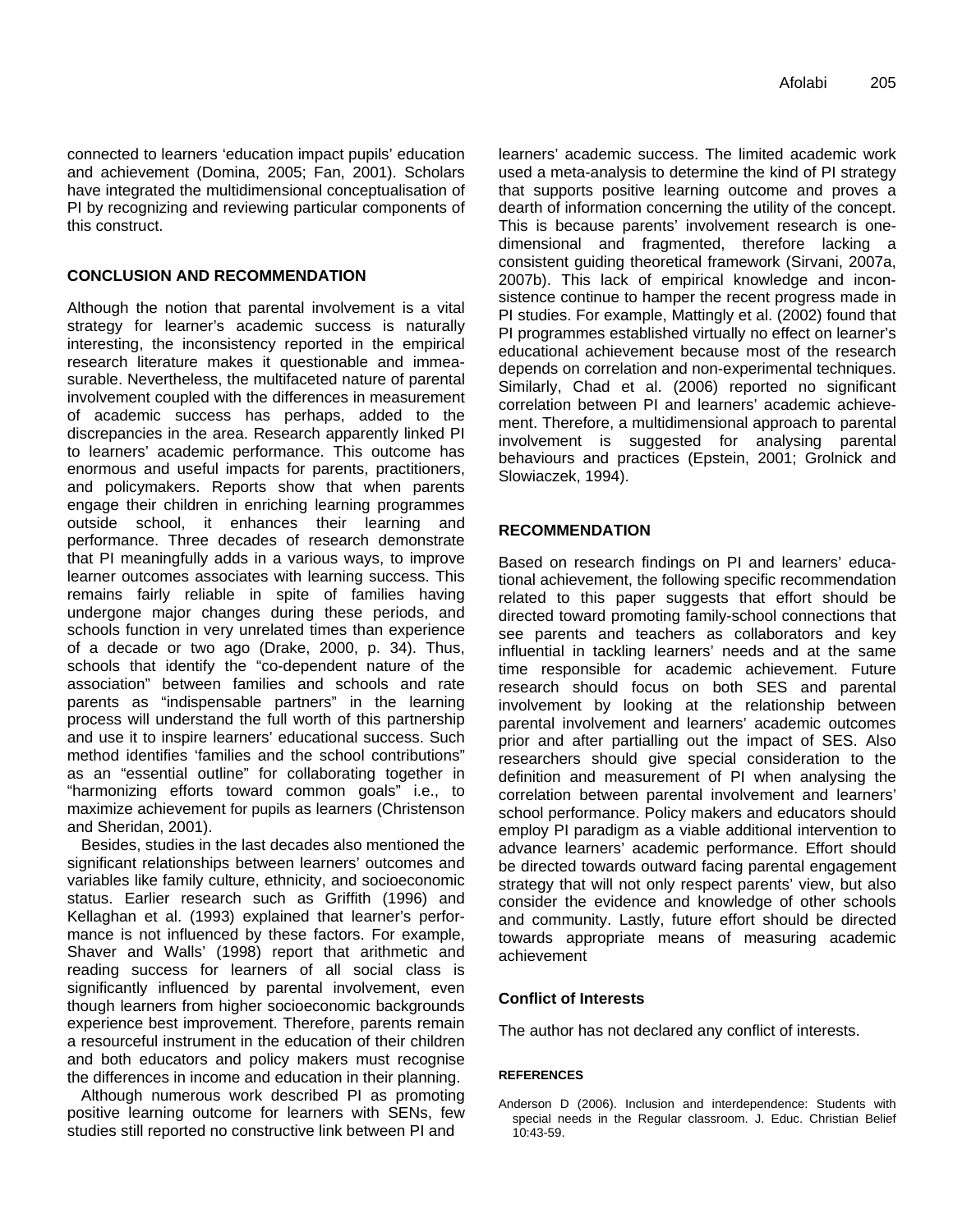connected to learners 'education impact pupils' education and achievement (Domina, 2005; Fan, 2001). Scholars have integrated the multidimensional conceptualisation of PI by recognizing and reviewing particular components of this construct.

## CONCLUSION AND RECOMMENDATION

Although the notion that parental involvement is a vital strategy for learner's academic success is naturally interesting, the inconsistency reported in the empirical research literature makes it questionable and immeasurable. Nevertheless, the multifaceted nature of parental involvement coupled with the differences in measurement of academic success has perhaps, added to the discrepancies in the area. Research apparently linked PI to learners' academic performance. This outcome has enormous and useful impacts for parents, practitioners, and policymakers. Reports show that when parents engage their children in enriching learning programmes outside school, it enhances their learning and performance. Three decades of research demonstrate that PI meaningfully adds in a various ways, to improve learner outcomes associates with learning success. This remains fairly reliable in spite of families having undergone major changes during these periods, and schools function in very unrelated times than experience of a decade or two ago (Drake, 2000, p. 34). Thus, schools that identify the "co-dependent nature of the association" between families and schools and rate parents as "indispensable partners" in the learning process will understand the full worth of this partnership and use it to inspire learners' educational success. Such method identifies 'families and the school contributions" as an "essential outline" for collaborating together in "harmonizing efforts toward common goals" i.e., to maximize achievement for pupils as learners (Christenson and Sheridan, 2001).

Besides, studies in the last decades also mentioned the significant relationships between learners' outcomes and variables like family culture, ethnicity, and socioeconomic status. Earlier research such as Griffith (1996) and Kellaghan et al. (1993) explained that learner's performance is not influenced by these factors. For example, Shaver and Walls' (1998) report that arithmetic and reading success for learners of all social class is significantly influenced by parental involvement, even though learners from higher socioeconomic backgrounds experience best improvement. Therefore, parents remain a resourceful instrument in the education of their children and both educators and policy makers must recognise the differences in income and education in their planning.

Although numerous work described PI as promoting positive learning outcome for learners with SENs, few studies still reported no constructive link between PI and learners' academic success. The limited academic work used a meta-analysis to determine the kind of PI strategy that supports positive learning outcome and proves a dearth of information concerning the utility of the concept. This is because parents' involvement research is one-dimensional and fragmented, therefore lacking a consistent guiding theoretical framework (Sirvani, 2007a, 2007b). This lack of empirical knowledge and inconsistence continue to hamper the recent progress made in PI studies. For example, Mattingly et al. (2002) found that PI programmes established virtually no effect on learner's educational achievement because most of the research depends on correlation and non-experimental techniques. Similarly, Chad et al. (2006) reported no significant correlation between PI and learners' academic achievement. Therefore, a multidimensional approach to parental involvement is suggested for analysing parental behaviours and practices (Epstein, 2001; Grolnick and Slowiaczek, 1994).

## RECOMMENDATION

Based on research findings on PI and learners' educational achievement, the following specific recommendation related to this paper suggests that effort should be directed toward promoting family-school connections that see parents and teachers as collaborators and key influential in tackling learners' needs and at the same time responsible for academic achievement. Future research should focus on both SES and parental involvement by looking at the relationship between parental involvement and learners' academic outcomes prior and after partialling out the impact of SES. Also researchers should give special consideration to the definition and measurement of PI when analysing the correlation between parental involvement and learners' school performance. Policy makers and educators should employ PI paradigm as a viable additional intervention to advance learners' academic performance. Effort should be directed towards outward facing parental engagement strategy that will not only respect parents' view, but also consider the evidence and knowledge of other schools and community. Lastly, future effort should be directed towards appropriate means of measuring academic achievement

### Conflict of Interests

The author has not declared any conflict of interests.

### REFERENCES

Anderson D (2006). Inclusion and interdependence: Students with special needs in the Regular classroom. J. Educ. Christian Belief 10:43-59.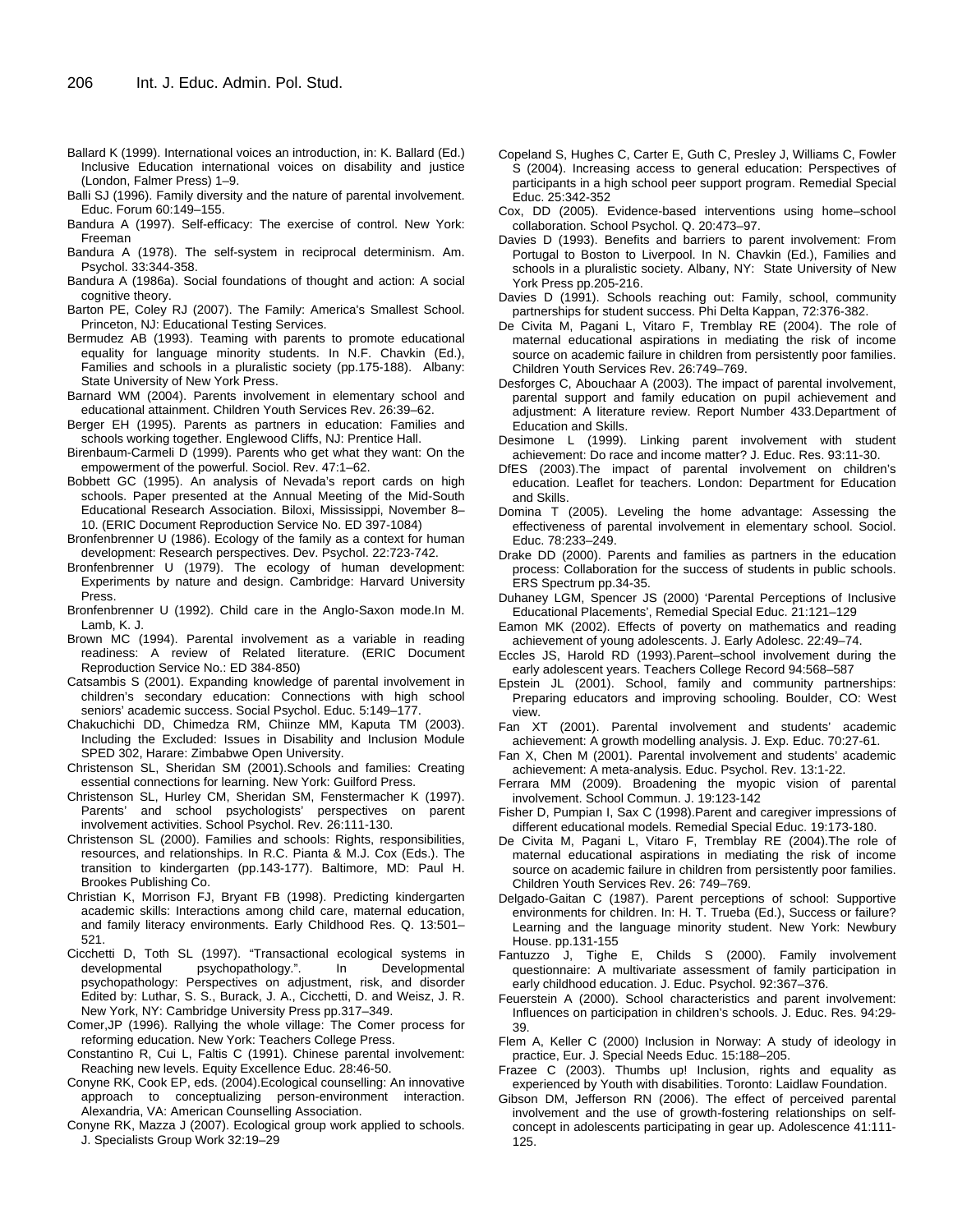Ballard K (1999). International voices an introduction, in: K. Ballard (Ed.) Inclusive Education international voices on disability and justice (London, Falmer Press) 1–9.

Balli SJ (1996). Family diversity and the nature of parental involvement. Educ. Forum 60:149–155.

Bandura A (1997). Self-efficacy: The exercise of control. New York: Freeman

Bandura A (1978). The self-system in reciprocal determinism. Am. Psychol. 33:344-358.

Bandura A (1986a). Social foundations of thought and action: A social cognitive theory.

Barton PE, Coley RJ (2007). The Family: America's Smallest School. Princeton, NJ: Educational Testing Services.

Bermudez AB (1993). Teaming with parents to promote educational equality for language minority students. In N.F. Chavkin (Ed.), Families and schools in a pluralistic society (pp.175-188). Albany: State University of New York Press.

Barnard WM (2004). Parents involvement in elementary school and educational attainment. Children Youth Services Rev. 26:39–62.

Berger EH (1995). Parents as partners in education: Families and schools working together. Englewood Cliffs, NJ: Prentice Hall.

Birenbaum-Carmeli D (1999). Parents who get what they want: On the empowerment of the powerful. Sociol. Rev. 47:1–62.

Bobbett GC (1995). An analysis of Nevada's report cards on high schools. Paper presented at the Annual Meeting of the Mid-South Educational Research Association. Biloxi, Mississippi, November 8–10. (ERIC Document Reproduction Service No. ED 397-1084)

Bronfenbrenner U (1986). Ecology of the family as a context for human development: Research perspectives. Dev. Psychol. 22:723-742.

Bronfenbrenner U (1979). The ecology of human development: Experiments by nature and design. Cambridge: Harvard University Press.

Bronfenbrenner U (1992). Child care in the Anglo-Saxon mode.In M. Lamb, K. J.

Brown MC (1994). Parental involvement as a variable in reading readiness: A review of Related literature. (ERIC Document Reproduction Service No.: ED 384-850)

Catsambis S (2001). Expanding knowledge of parental involvement in children's secondary education: Connections with high school seniors' academic success. Social Psychol. Educ. 5:149–177.

Chakuchichi DD, Chimedza RM, Chiinze MM, Kaputa TM (2003). Including the Excluded: Issues in Disability and Inclusion Module SPED 302, Harare: Zimbabwe Open University.

Christenson SL, Sheridan SM (2001).Schools and families: Creating essential connections for learning. New York: Guilford Press.

Christenson SL, Hurley CM, Sheridan SM, Fenstermacher K (1997). Parents' and school psychologists' perspectives on parent involvement activities. School Psychol. Rev. 26:111-130.

Christenson SL (2000). Families and schools: Rights, responsibilities, resources, and relationships. In R.C. Pianta & M.J. Cox (Eds.). The transition to kindergarten (pp.143-177). Baltimore, MD: Paul H. Brookes Publishing Co.

Christian K, Morrison FJ, Bryant FB (1998). Predicting kindergarten academic skills: Interactions among child care, maternal education, and family literacy environments. Early Childhood Res. Q. 13:501–521.

Cicchetti D, Toth SL (1997). "Transactional ecological systems in developmental psychopathology.". In Developmental psychopathology: Perspectives on adjustment, risk, and disorder Edited by: Luthar, S. S., Burack, J. A., Cicchetti, D. and Weisz, J. R. New York, NY: Cambridge University Press pp.317–349.

Comer,JP (1996). Rallying the whole village: The Comer process for reforming education. New York: Teachers College Press.

Constantino R, Cui L, Faltis C (1991). Chinese parental involvement: Reaching new levels. Equity Excellence Educ. 28:46-50.

Conyne RK, Cook EP, eds. (2004).Ecological counselling: An innovative approach to conceptualizing person-environment interaction. Alexandria, VA: American Counselling Association.

Conyne RK, Mazza J (2007). Ecological group work applied to schools. J. Specialists Group Work 32:19–29

Copeland S, Hughes C, Carter E, Guth C, Presley J, Williams C, Fowler S (2004). Increasing access to general education: Perspectives of participants in a high school peer support program. Remedial Special Educ. 25:342-352

Cox, DD (2005). Evidence-based interventions using home–school collaboration. School Psychol. Q. 20:473–97.

Davies D (1993). Benefits and barriers to parent involvement: From Portugal to Boston to Liverpool. In N. Chavkin (Ed.), Families and schools in a pluralistic society. Albany, NY: State University of New York Press pp.205-216.

Davies D (1991). Schools reaching out: Family, school, community partnerships for student success. Phi Delta Kappan, 72:376-382.

De Civita M, Pagani L, Vitaro F, Tremblay RE (2004). The role of maternal educational aspirations in mediating the risk of income source on academic failure in children from persistently poor families. Children Youth Services Rev. 26:749–769.

Desforges C, Abouchaar A (2003). The impact of parental involvement, parental support and family education on pupil achievement and adjustment: A literature review. Report Number 433.Department of Education and Skills.

Desimone L (1999). Linking parent involvement with student achievement: Do race and income matter? J. Educ. Res. 93:11-30.

DfES (2003).The impact of parental involvement on children's education. Leaflet for teachers. London: Department for Education and Skills.

Domina T (2005). Leveling the home advantage: Assessing the effectiveness of parental involvement in elementary school. Sociol. Educ. 78:233–249.

Drake DD (2000). Parents and families as partners in the education process: Collaboration for the success of students in public schools. ERS Spectrum pp.34-35.

Duhaney LGM, Spencer JS (2000) 'Parental Perceptions of Inclusive Educational Placements', Remedial Special Educ. 21:121–129

Eamon MK (2002). Effects of poverty on mathematics and reading achievement of young adolescents. J. Early Adolesc. 22:49–74.

Eccles JS, Harold RD (1993).Parent–school involvement during the early adolescent years. Teachers College Record 94:568–587

Epstein JL (2001). School, family and community partnerships: Preparing educators and improving schooling. Boulder, CO: West view.

Fan XT (2001). Parental involvement and students' academic achievement: A growth modelling analysis. J. Exp. Educ. 70:27-61.

Fan X, Chen M (2001). Parental involvement and students' academic achievement: A meta-analysis. Educ. Psychol. Rev. 13:1-22.

Ferrara MM (2009). Broadening the myopic vision of parental involvement. School Commun. J. 19:123-142

Fisher D, Pumpian I, Sax C (1998).Parent and caregiver impressions of different educational models. Remedial Special Educ. 19:173-180.

De Civita M, Pagani L, Vitaro F, Tremblay RE (2004).The role of maternal educational aspirations in mediating the risk of income source on academic failure in children from persistently poor families. Children Youth Services Rev. 26: 749–769.

Delgado-Gaitan C (1987). Parent perceptions of school: Supportive environments for children. In: H. T. Trueba (Ed.), Success or failure? Learning and the language minority student. New York: Newbury House. pp.131-155

Fantuzzo J, Tighe E, Childs S (2000). Family involvement questionnaire: A multivariate assessment of family participation in early childhood education. J. Educ. Psychol. 92:367–376.

Feuerstein A (2000). School characteristics and parent involvement: Influences on participation in children's schools. J. Educ. Res. 94:29-39.

Flem A, Keller C (2000) Inclusion in Norway: A study of ideology in practice, Eur. J. Special Needs Educ. 15:188–205.

Frazee C (2003). Thumbs up! Inclusion, rights and equality as experienced by Youth with disabilities. Toronto: Laidlaw Foundation.

Gibson DM, Jefferson RN (2006). The effect of perceived parental involvement and the use of growth-fostering relationships on self-concept in adolescents participating in gear up. Adolescence 41:111-125.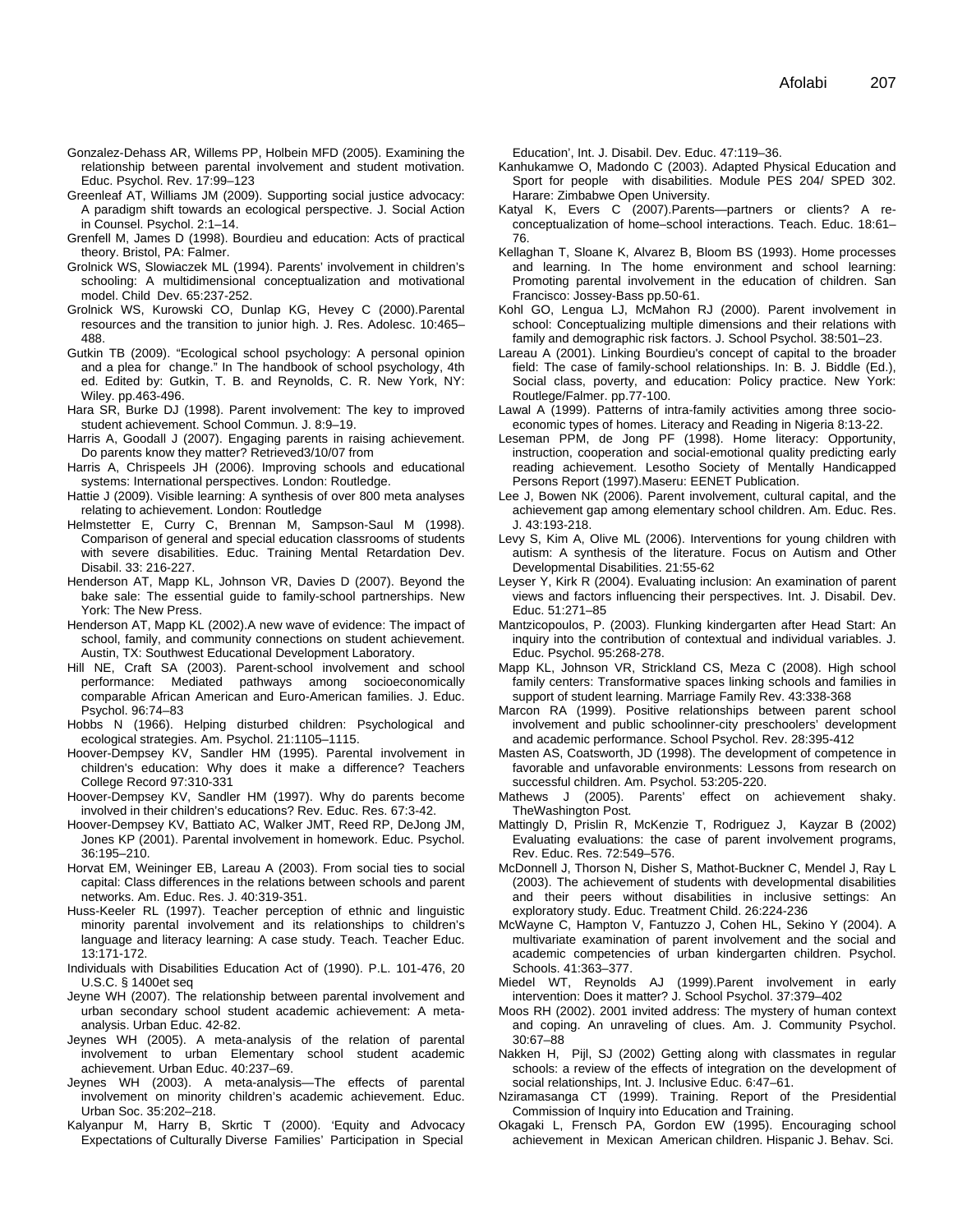Gonzalez-Dehass AR, Willems PP, Holbein MFD (2005). Examining the relationship between parental involvement and student motivation. Educ. Psychol. Rev. 17:99–123

Greenleaf AT, Williams JM (2009). Supporting social justice advocacy: A paradigm shift towards an ecological perspective. J. Social Action in Counsel. Psychol. 2:1–14.

Grenfell M, James D (1998). Bourdieu and education: Acts of practical theory. Bristol, PA: Falmer.

Grolnick WS, Slowiaczek ML (1994). Parents' involvement in children's schooling: A multidimensional conceptualization and motivational model. Child Dev. 65:237-252.

Grolnick WS, Kurowski CO, Dunlap KG, Hevey C (2000).Parental resources and the transition to junior high. J. Res. Adolesc. 10:465–488.

Gutkin TB (2009). "Ecological school psychology: A personal opinion and a plea for change." In The handbook of school psychology, 4th ed. Edited by: Gutkin, T. B. and Reynolds, C. R. New York, NY: Wiley. pp.463-496.

Hara SR, Burke DJ (1998). Parent involvement: The key to improved student achievement. School Commun. J. 8:9–19.

Harris A, Goodall J (2007). Engaging parents in raising achievement. Do parents know they matter? Retrieved3/10/07 from

Harris A, Chrispeels JH (2006). Improving schools and educational systems: International perspectives. London: Routledge.

Hattie J (2009). Visible learning: A synthesis of over 800 meta analyses relating to achievement. London: Routledge

Helmstetter E, Curry C, Brennan M, Sampson-Saul M (1998). Comparison of general and special education classrooms of students with severe disabilities. Educ. Training Mental Retardation Dev. Disabil. 33: 216-227.

Henderson AT, Mapp KL, Johnson VR, Davies D (2007). Beyond the bake sale: The essential guide to family-school partnerships. New York: The New Press.

Henderson AT, Mapp KL (2002).A new wave of evidence: The impact of school, family, and community connections on student achievement. Austin, TX: Southwest Educational Development Laboratory.

Hill NE, Craft SA (2003). Parent-school involvement and school performance: Mediated pathways among socioeconomically comparable African American and Euro-American families. J. Educ. Psychol. 96:74–83

Hobbs N (1966). Helping disturbed children: Psychological and ecological strategies. Am. Psychol. 21:1105–1115.

Hoover-Dempsey KV, Sandler HM (1995). Parental involvement in children's education: Why does it make a difference? Teachers College Record 97:310-331

Hoover-Dempsey KV, Sandler HM (1997). Why do parents become involved in their children's educations? Rev. Educ. Res. 67:3-42.

Hoover-Dempsey KV, Battiato AC, Walker JMT, Reed RP, DeJong JM, Jones KP (2001). Parental involvement in homework. Educ. Psychol. 36:195–210.

Horvat EM, Weininger EB, Lareau A (2003). From social ties to social capital: Class differences in the relations between schools and parent networks. Am. Educ. Res. J. 40:319-351.

Huss-Keeler RL (1997). Teacher perception of ethnic and linguistic minority parental involvement and its relationships to children's language and literacy learning: A case study. Teach. Teacher Educ. 13:171-172.

Individuals with Disabilities Education Act of (1990). P.L. 101-476, 20 U.S.C. § 1400et seq

Jeyne WH (2007). The relationship between parental involvement and urban secondary school student academic achievement: A meta-analysis. Urban Educ. 42-82.

Jeynes WH (2005). A meta-analysis of the relation of parental involvement to urban Elementary school student academic achievement. Urban Educ. 40:237–69.

Jeynes WH (2003). A meta-analysis—The effects of parental involvement on minority children's academic achievement. Educ. Urban Soc. 35:202–218.

Kalyanpur M, Harry B, Skrtic T (2000). 'Equity and Advocacy Expectations of Culturally Diverse Families' Participation in Special Education', Int. J. Disabil. Dev. Educ. 47:119–36.

Kanhukamwe O, Madondo C (2003). Adapted Physical Education and Sport for people with disabilities. Module PES 204/ SPED 302. Harare: Zimbabwe Open University.

Katyal K, Evers C (2007).Parents—partners or clients? A re-conceptualization of home–school interactions. Teach. Educ. 18:61–76.

Kellaghan T, Sloane K, Alvarez B, Bloom BS (1993). Home processes and learning. In The home environment and school learning: Promoting parental involvement in the education of children. San Francisco: Jossey-Bass pp.50-61.

Kohl GO, Lengua LJ, McMahon RJ (2000). Parent involvement in school: Conceptualizing multiple dimensions and their relations with family and demographic risk factors. J. School Psychol. 38:501–23.

Lareau A (2001). Linking Bourdieu's concept of capital to the broader field: The case of family-school relationships. In: B. J. Biddle (Ed.), Social class, poverty, and education: Policy practice. New York: Routlege/Falmer. pp.77-100.

Lawal A (1999). Patterns of intra-family activities among three socio-economic types of homes. Literacy and Reading in Nigeria 8:13-22.

Leseman PPM, de Jong PF (1998). Home literacy: Opportunity, instruction, cooperation and social-emotional quality predicting early reading achievement. Lesotho Society of Mentally Handicapped Persons Report (1997).Maseru: EENET Publication.

Lee J, Bowen NK (2006). Parent involvement, cultural capital, and the achievement gap among elementary school children. Am. Educ. Res. J. 43:193-218.

Levy S, Kim A, Olive ML (2006). Interventions for young children with autism: A synthesis of the literature. Focus on Autism and Other Developmental Disabilities. 21:55-62

Leyser Y, Kirk R (2004). Evaluating inclusion: An examination of parent views and factors influencing their perspectives. Int. J. Disabil. Dev. Educ. 51:271–85

Mantzicopoulos, P. (2003). Flunking kindergarten after Head Start: An inquiry into the contribution of contextual and individual variables. J. Educ. Psychol. 95:268-278.

Mapp KL, Johnson VR, Strickland CS, Meza C (2008). High school family centers: Transformative spaces linking schools and families in support of student learning. Marriage Family Rev. 43:338-368

Marcon RA (1999). Positive relationships between parent school involvement and public schoolinner-city preschoolers' development and academic performance. School Psychol. Rev. 28:395-412

Masten AS, Coatsworth, JD (1998). The development of competence in favorable and unfavorable environments: Lessons from research on successful children. Am. Psychol. 53:205-220.

Mathews J (2005). Parents' effect on achievement shaky. TheWashington Post.

Mattingly D, Prislin R, McKenzie T, Rodriguez J, Kayzar B (2002) Evaluating evaluations: the case of parent involvement programs, Rev. Educ. Res. 72:549–576.

McDonnell J, Thorson N, Disher S, Mathot-Buckner C, Mendel J, Ray L (2003). The achievement of students with developmental disabilities and their peers without disabilities in inclusive settings: An exploratory study. Educ. Treatment Child. 26:224-236

McWayne C, Hampton V, Fantuzzo J, Cohen HL, Sekino Y (2004). A multivariate examination of parent involvement and the social and academic competencies of urban kindergarten children. Psychol. Schools. 41:363–377.

Miedel WT, Reynolds AJ (1999).Parent involvement in early intervention: Does it matter? J. School Psychol. 37:379–402

Moos RH (2002). 2001 invited address: The mystery of human context and coping. An unraveling of clues. Am. J. Community Psychol. 30:67–88

Nakken H, Pijl, SJ (2002) Getting along with classmates in regular schools: a review of the effects of integration on the development of social relationships, Int. J. Inclusive Educ. 6:47–61.

Nziramasanga CT (1999). Training. Report of the Presidential Commission of Inquiry into Education and Training.

Okagaki L, Frensch PA, Gordon EW (1995). Encouraging school achievement in Mexican American children. Hispanic J. Behav. Sci.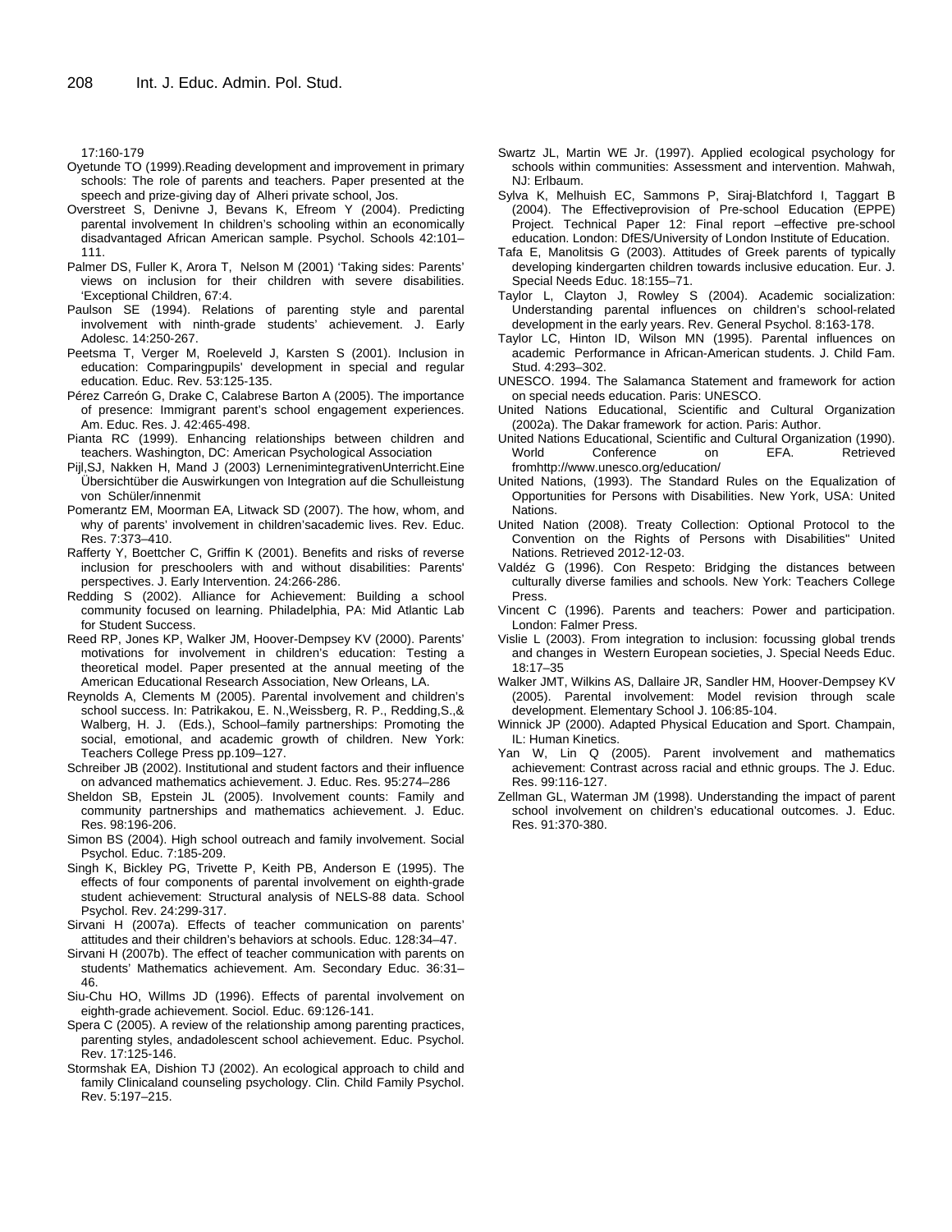17:160-179

Oyetunde TO (1999).Reading development and improvement in primary schools: The role of parents and teachers. Paper presented at the speech and prize-giving day of Alheri private school, Jos.

Overstreet S, Denivne J, Bevans K, Efreom Y (2004). Predicting parental involvement In children's schooling within an economically disadvantaged African American sample. Psychol. Schools 42:101–111.

Palmer DS, Fuller K, Arora T, Nelson M (2001) 'Taking sides: Parents' views on inclusion for their children with severe disabilities. 'Exceptional Children, 67:4.

Paulson SE (1994). Relations of parenting style and parental involvement with ninth-grade students' achievement. J. Early Adolesc. 14:250-267.

Peetsma T, Verger M, Roeleveld J, Karsten S (2001). Inclusion in education: Comparingpupils' development in special and regular education. Educ. Rev. 53:125-135.

Pérez Carreón G, Drake C, Calabrese Barton A (2005). The importance of presence: Immigrant parent's school engagement experiences. Am. Educ. Res. J. 42:465-498.

Pianta RC (1999). Enhancing relationships between children and teachers. Washington, DC: American Psychological Association

Pijl,SJ, Nakken H, Mand J (2003) LernenimintegrativenUnterricht.Eine Übersichtüber die Auswirkungen von Integration auf die Schulleistung von Schüler/innenmit

Pomerantz EM, Moorman EA, Litwack SD (2007). The how, whom, and why of parents' involvement in children'sacademic lives. Rev. Educ. Res. 7:373–410.

Rafferty Y, Boettcher C, Griffin K (2001). Benefits and risks of reverse inclusion for preschoolers with and without disabilities: Parents' perspectives. J. Early Intervention. 24:266-286.

Redding S (2002). Alliance for Achievement: Building a school community focused on learning. Philadelphia, PA: Mid Atlantic Lab for Student Success.

Reed RP, Jones KP, Walker JM, Hoover-Dempsey KV (2000). Parents' motivations for involvement in children's education: Testing a theoretical model. Paper presented at the annual meeting of the American Educational Research Association, New Orleans, LA.

Reynolds A, Clements M (2005). Parental involvement and children's school success. In: Patrikakou, E. N.,Weissberg, R. P., Redding,S.,& Walberg, H. J. (Eds.), School–family partnerships: Promoting the social, emotional, and academic growth of children. New York: Teachers College Press pp.109–127.

Schreiber JB (2002). Institutional and student factors and their influence on advanced mathematics achievement. J. Educ. Res. 95:274–286

Sheldon SB, Epstein JL (2005). Involvement counts: Family and community partnerships and mathematics achievement. J. Educ. Res. 98:196-206.

Simon BS (2004). High school outreach and family involvement. Social Psychol. Educ. 7:185-209.

Singh K, Bickley PG, Trivette P, Keith PB, Anderson E (1995). The effects of four components of parental involvement on eighth-grade student achievement: Structural analysis of NELS-88 data. School Psychol. Rev. 24:299-317.

Sirvani H (2007a). Effects of teacher communication on parents' attitudes and their children's behaviors at schools. Educ. 128:34–47.

Sirvani H (2007b). The effect of teacher communication with parents on students' Mathematics achievement. Am. Secondary Educ. 36:31–46.

Siu-Chu HO, Willms JD (1996). Effects of parental involvement on eighth-grade achievement. Sociol. Educ. 69:126-141.

Spera C (2005). A review of the relationship among parenting practices, parenting styles, andadolescent school achievement. Educ. Psychol. Rev. 17:125-146.

Stormshak EA, Dishion TJ (2002). An ecological approach to child and family Clinicaland counseling psychology. Clin. Child Family Psychol. Rev. 5:197–215.

Swartz JL, Martin WE Jr. (1997). Applied ecological psychology for schools within communities: Assessment and intervention. Mahwah, NJ: Erlbaum.

Sylva K, Melhuish EC, Sammons P, Siraj-Blatchford I, Taggart B (2004). The Effectiveprovision of Pre-school Education (EPPE) Project. Technical Paper 12: Final report –effective pre-school education. London: DfES/University of London Institute of Education.

Tafa E, Manolitsis G (2003). Attitudes of Greek parents of typically developing kindergarten children towards inclusive education. Eur. J. Special Needs Educ. 18:155–71.

Taylor L, Clayton J, Rowley S (2004). Academic socialization: Understanding parental influences on children's school-related development in the early years. Rev. General Psychol. 8:163-178.

Taylor LC, Hinton ID, Wilson MN (1995). Parental influences on academic Performance in African-American students. J. Child Fam. Stud. 4:293–302.

UNESCO. 1994. The Salamanca Statement and framework for action on special needs education. Paris: UNESCO.

United Nations Educational, Scientific and Cultural Organization (2002a). The Dakar framework for action. Paris: Author.

United Nations Educational, Scientific and Cultural Organization (1990). World Conference on EFA. Retrieved fromhttp://www.unesco.org/education/

United Nations, (1993). The Standard Rules on the Equalization of Opportunities for Persons with Disabilities. New York, USA: United Nations.

United Nation (2008). Treaty Collection: Optional Protocol to the Convention on the Rights of Persons with Disabilities" United Nations. Retrieved 2012-12-03.

Valdéz G (1996). Con Respeto: Bridging the distances between culturally diverse families and schools. New York: Teachers College Press.

Vincent C (1996). Parents and teachers: Power and participation. London: Falmer Press.

Vislie L (2003). From integration to inclusion: focussing global trends and changes in Western European societies, J. Special Needs Educ. 18:17–35

Walker JMT, Wilkins AS, Dallaire JR, Sandler HM, Hoover-Dempsey KV (2005). Parental involvement: Model revision through scale development. Elementary School J. 106:85-104.

Winnick JP (2000). Adapted Physical Education and Sport. Champain, IL: Human Kinetics.

Yan W, Lin Q (2005). Parent involvement and mathematics achievement: Contrast across racial and ethnic groups. The J. Educ. Res. 99:116-127.

Zellman GL, Waterman JM (1998). Understanding the impact of parent school involvement on children's educational outcomes. J. Educ. Res. 91:370-380.